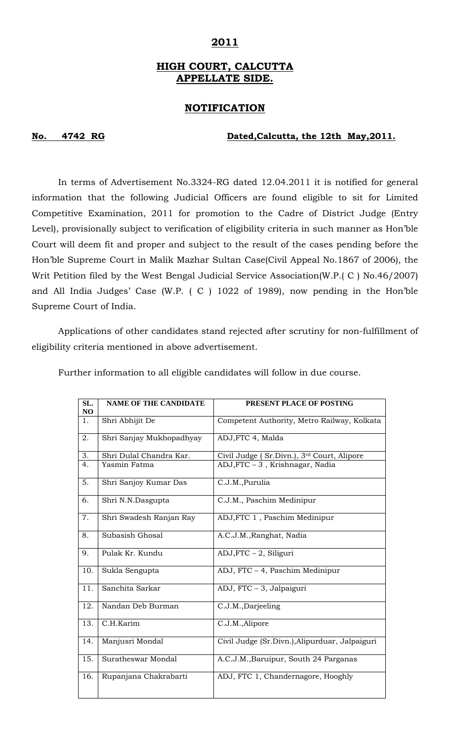# 2011

## HIGH COURT, CALCUTTA
## APPELLATE SIDE.

## NOTIFICATION

**No. 4742 RG** **Dated,Calcutta, the 12th May,2011.**

In terms of Advertisement No.3324-RG dated 12.04.2011 it is notified for general information that the following Judicial Officers are found eligible to sit for Limited Competitive Examination, 2011 for promotion to the Cadre of District Judge (Entry Level), provisionally subject to verification of eligibility criteria in such manner as Hon'ble Court will deem fit and proper and subject to the result of the cases pending before the Hon'ble Supreme Court in Malik Mazhar Sultan Case(Civil Appeal No.1867 of 2006), the Writ Petition filed by the West Bengal Judicial Service Association(W.P.( C ) No.46/2007) and All India Judges' Case (W.P. ( C ) 1022 of 1989), now pending in the Hon'ble Supreme Court of India.

Applications of other candidates stand rejected after scrutiny for non-fulfillment of eligibility criteria mentioned in above advertisement.

Further information to all eligible candidates will follow in due course.

| SL. NO | NAME OF THE CANDIDATE | PRESENT PLACE OF POSTING |
|---|---|---|
| 1. | Shri Abhijit De | Competent Authority, Metro Railway, Kolkata |
| 2. | Shri Sanjay Mukhopadhyay | ADJ,FTC 4, Malda |
| 3. | Shri Dulal Chandra Kar. | Civil Judge ( Sr.Divn.), 3rd Court, Alipore |
| 4. | Yasmin Fatma | ADJ,FTC – 3 , Krishnagar, Nadia |
| 5. | Shri Sanjoy Kumar Das | C.J.M.,Purulia |
| 6. | Shri N.N.Dasgupta | C.J.M., Paschim Medinipur |
| 7. | Shri Swadesh Ranjan Ray | ADJ,FTC 1 , Paschim Medinipur |
| 8. | Subasish Ghosal | A.C.J.M.,Ranghat, Nadia |
| 9. | Pulak Kr. Kundu | ADJ,FTC – 2, Siliguri |
| 10. | Sukla Sengupta | ADJ, FTC – 4, Paschim Medinipur |
| 11. | Sanchita Sarkar | ADJ, FTC – 3, Jalpaiguri |
| 12. | Nandan Deb Burman | C.J.M.,Darjeeling |
| 13. | C.H.Karim | C.J.M.,Alipore |
| 14. | Manjusri Mondal | Civil Judge (Sr.Divn.),Alipurduar, Jalpaiguri |
| 15. | Suratheswar Mondal | A.C.J.M.,Baruipur, South 24 Parganas |
| 16. | Rupanjana Chakrabarti | ADJ, FTC 1, Chandernagore, Hooghly |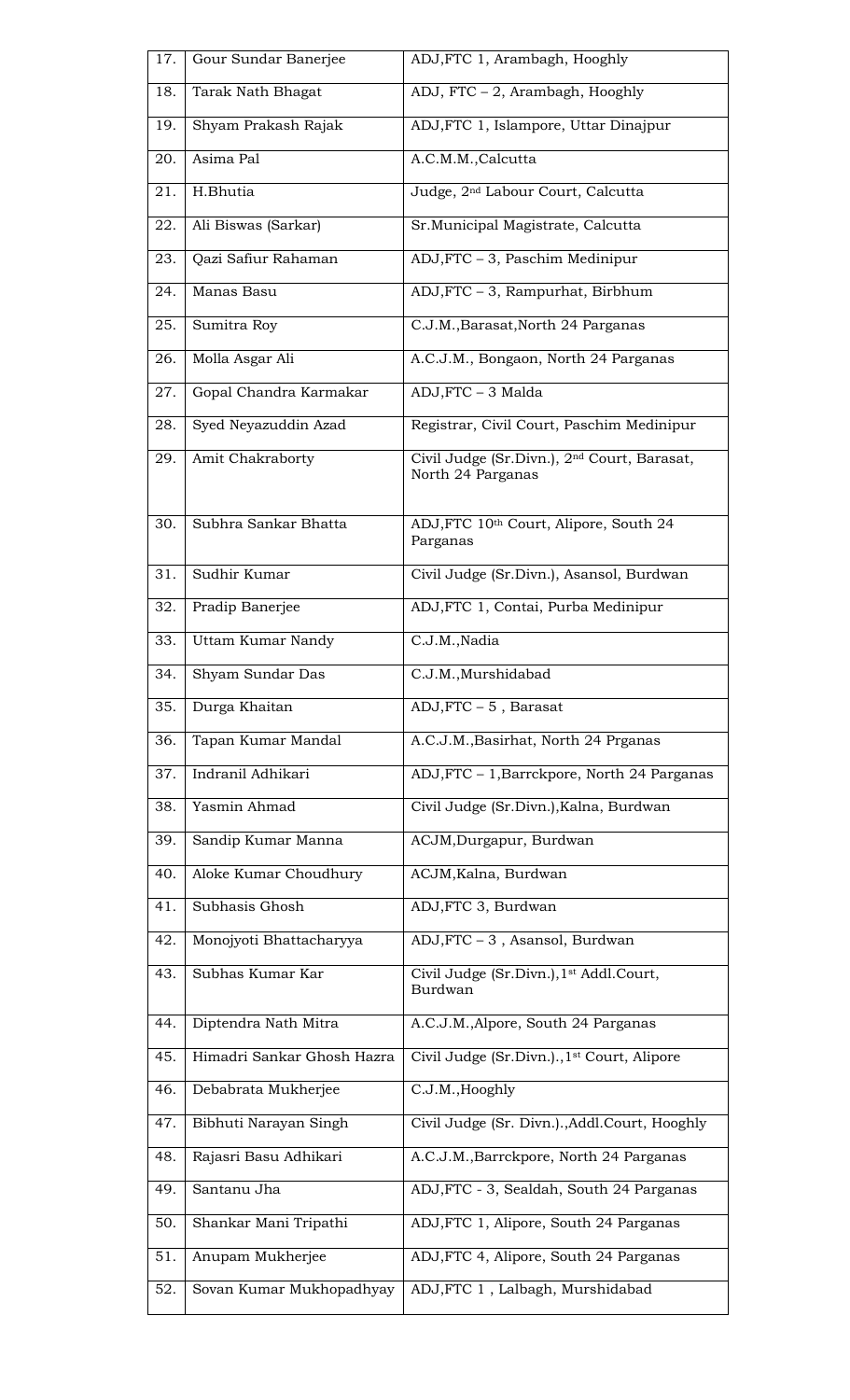| | | |
|---|---|---|
| 17. | Gour Sundar Banerjee | ADJ,FTC 1, Arambagh, Hooghly |
| 18. | Tarak Nath Bhagat | ADJ, FTC – 2, Arambagh, Hooghly |
| 19. | Shyam Prakash Rajak | ADJ,FTC 1, Islampore, Uttar Dinajpur |
| 20. | Asima Pal | A.C.M.M.,Calcutta |
| 21. | H.Bhutia | Judge, 2nd Labour Court, Calcutta |
| 22. | Ali Biswas (Sarkar) | Sr.Municipal Magistrate, Calcutta |
| 23. | Qazi Safiur Rahaman | ADJ,FTC – 3, Paschim Medinipur |
| 24. | Manas Basu | ADJ,FTC – 3, Rampurhat, Birbhum |
| 25. | Sumitra Roy | C.J.M.,Barasat,North 24 Parganas |
| 26. | Molla Asgar Ali | A.C.J.M., Bongaon, North 24 Parganas |
| 27. | Gopal Chandra Karmakar | ADJ,FTC – 3 Malda |
| 28. | Syed Neyazuddin Azad | Registrar, Civil Court, Paschim Medinipur |
| 29. | Amit Chakraborty | Civil Judge (Sr.Divn.), 2nd Court, Barasat, North 24 Parganas |
| 30. | Subhra Sankar Bhatta | ADJ,FTC 10th Court, Alipore, South 24 Parganas |
| 31. | Sudhir Kumar | Civil Judge (Sr.Divn.), Asansol, Burdwan |
| 32. | Pradip Banerjee | ADJ,FTC 1, Contai, Purba Medinipur |
| 33. | Uttam Kumar Nandy | C.J.M.,Nadia |
| 34. | Shyam Sundar Das | C.J.M.,Murshidabad |
| 35. | Durga Khaitan | ADJ,FTC – 5 , Barasat |
| 36. | Tapan Kumar Mandal | A.C.J.M.,Basirhat, North 24 Prganas |
| 37. | Indranil Adhikari | ADJ,FTC – 1,Barrckpore, North 24 Parganas |
| 38. | Yasmin Ahmad | Civil Judge (Sr.Divn.),Kalna, Burdwan |
| 39. | Sandip Kumar Manna | ACJM,Durgapur, Burdwan |
| 40. | Aloke Kumar Choudhury | ACJM,Kalna, Burdwan |
| 41. | Subhasis Ghosh | ADJ,FTC 3, Burdwan |
| 42. | Monojyoti Bhattacharyya | ADJ,FTC – 3 , Asansol, Burdwan |
| 43. | Subhas Kumar Kar | Civil Judge (Sr.Divn.),1st Addl.Court, Burdwan |
| 44. | Diptendra Nath Mitra | A.C.J.M.,Alpore, South 24 Parganas |
| 45. | Himadri Sankar Ghosh Hazra | Civil Judge (Sr.Divn.).,1st Court, Alipore |
| 46. | Debabrata Mukherjee | C.J.M.,Hooghly |
| 47. | Bibhuti Narayan Singh | Civil Judge (Sr. Divn.).,Addl.Court, Hooghly |
| 48. | Rajasri Basu Adhikari | A.C.J.M.,Barrckpore, North 24 Parganas |
| 49. | Santanu Jha | ADJ,FTC - 3, Sealdah, South 24 Parganas |
| 50. | Shankar Mani Tripathi | ADJ,FTC 1, Alipore, South 24 Parganas |
| 51. | Anupam Mukherjee | ADJ,FTC 4, Alipore, South 24 Parganas |
| 52. | Sovan Kumar Mukhopadhyay | ADJ,FTC 1 , Lalbagh, Murshidabad |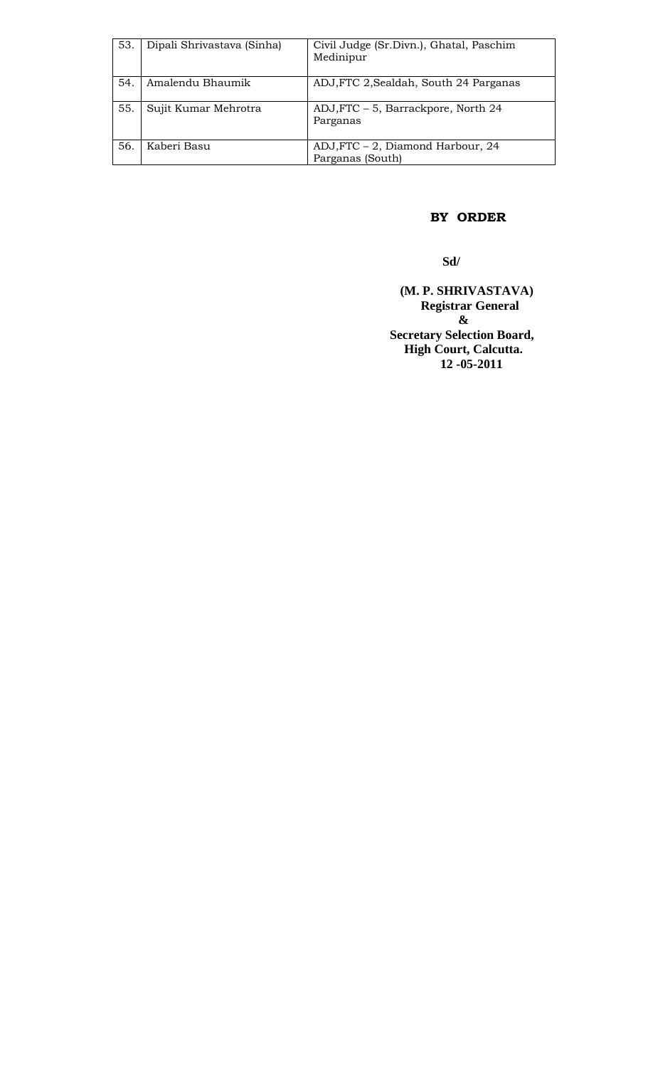| | | |
|---|---|---|
| 53. | Dipali Shrivastava (Sinha) | Civil Judge (Sr.Divn.), Ghatal, Paschim Medinipur |
| 54. | Amalendu Bhaumik | ADJ,FTC 2,Sealdah, South 24 Parganas |
| 55. | Sujit Kumar Mehrotra | ADJ,FTC – 5, Barrackpore, North 24 Parganas |
| 56. | Kaberi Basu | ADJ,FTC – 2, Diamond Harbour, 24 Parganas (South) |

**BY ORDER**

**Sd/**

**(M. P. SHRIVASTAVA)**
**Registrar General**
**&**
**Secretary Selection Board,**
**High Court, Calcutta.**
**12 -05-2011**